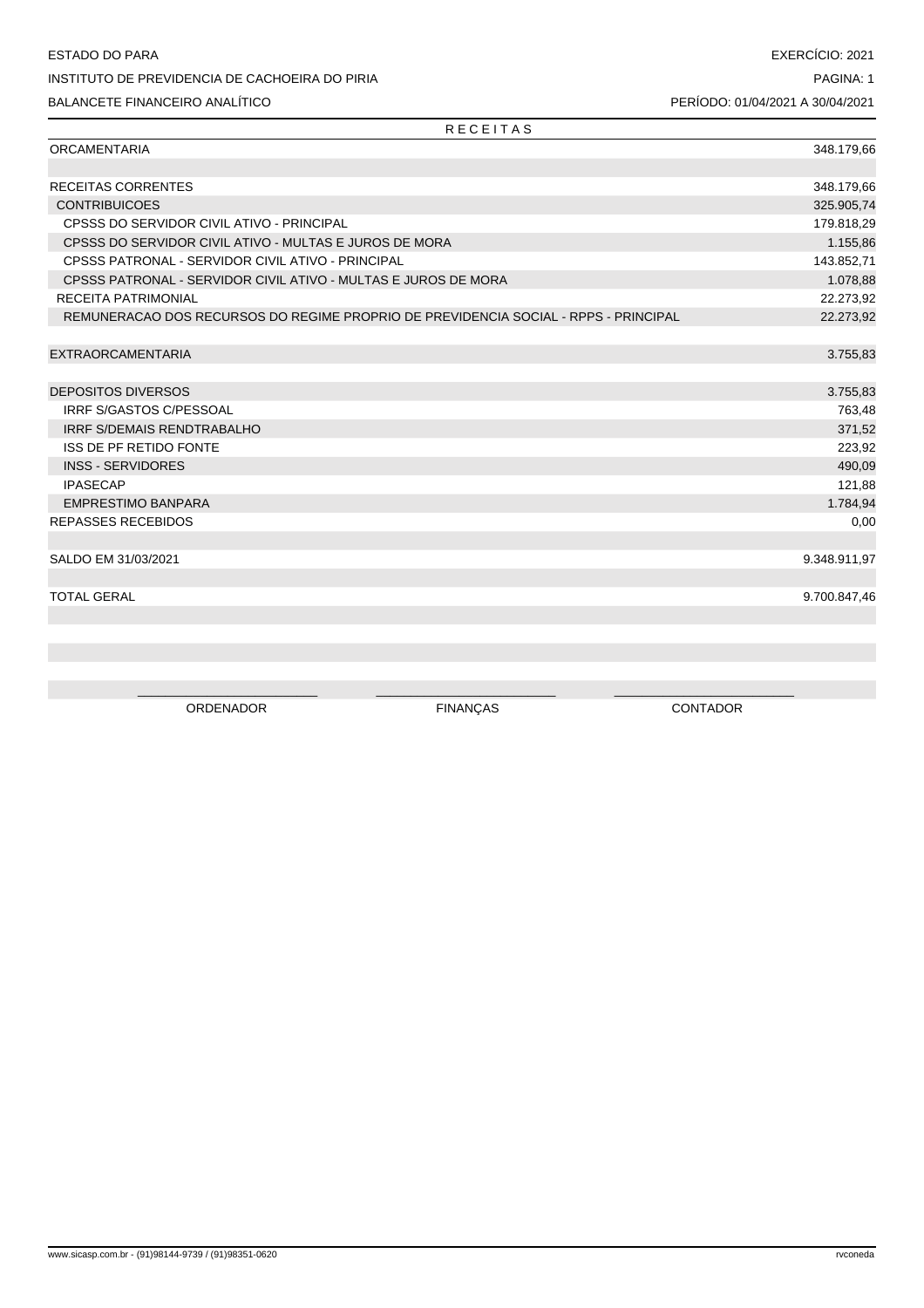ESTADO DO PARA

INSTITUTO DE PREVIDENCIA DE CACHOEIRA DO PIRIA

BALANCETE FINANCEIRO ANALÍTICO

EXERCÍCIO: 2021

PAGINA: 1

PERÍODO: 01/04/2021 A 30/04/2021

| R E C E I T A S | |
|---|---|
| ORCAMENTARIA | 348.179,66 |
| | |
| RECEITAS CORRENTES | 348.179,66 |
| CONTRIBUICOES | 325.905,74 |
| CPSSS DO SERVIDOR CIVIL ATIVO - PRINCIPAL | 179.818,29 |
| CPSSS DO SERVIDOR CIVIL ATIVO - MULTAS E JUROS DE MORA | 1.155,86 |
| CPSSS PATRONAL - SERVIDOR CIVIL ATIVO - PRINCIPAL | 143.852,71 |
| CPSSS PATRONAL - SERVIDOR CIVIL ATIVO - MULTAS E JUROS DE MORA | 1.078,88 |
| RECEITA PATRIMONIAL | 22.273,92 |
| REMUNERACAO DOS RECURSOS DO REGIME PROPRIO DE PREVIDENCIA SOCIAL - RPPS - PRINCIPAL | 22.273,92 |
| | |
| EXTRAORCAMENTARIA | 3.755,83 |
| | |
| DEPOSITOS DIVERSOS | 3.755,83 |
| IRRF S/GASTOS C/PESSOAL | 763,48 |
| IRRF S/DEMAIS RENDTRABALHO | 371,52 |
| ISS DE PF RETIDO FONTE | 223,92 |
| INSS - SERVIDORES | 490,09 |
| IPASECAP | 121,88 |
| EMPRESTIMO BANPARA | 1.784,94 |
| REPASSES RECEBIDOS | 0,00 |
| | |
| SALDO EM 31/03/2021 | 9.348.911,97 |
| | |
| TOTAL GERAL | 9.700.847,46 |

_________________________ _________________________ _________________________

ORDENADOR FINANÇAS CONTADOR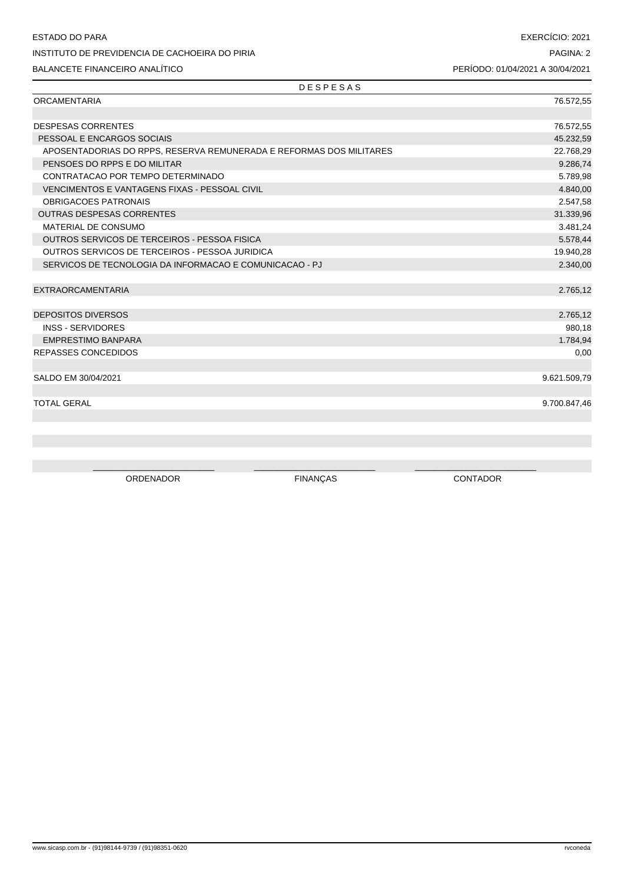ESTADO DO PARA

INSTITUTO DE PREVIDENCIA DE CACHOEIRA DO PIRIA

BALANCETE FINANCEIRO ANALÍTICO

EXERCÍCIO: 2021

PAGINA: 2

PERÍODO: 01/04/2021 A 30/04/2021

| D E S P E S A S | |
|---|---|
| ORCAMENTARIA | 76.572,55 |
| | |
| DESPESAS CORRENTES | 76.572,55 |
| PESSOAL E ENCARGOS SOCIAIS | 45.232,59 |
| APOSENTADORIAS DO RPPS, RESERVA REMUNERADA E REFORMAS DOS MILITARES | 22.768,29 |
| PENSOES DO RPPS E DO MILITAR | 9.286,74 |
| CONTRATACAO POR TEMPO DETERMINADO | 5.789,98 |
| VENCIMENTOS E VANTAGENS FIXAS - PESSOAL CIVIL | 4.840,00 |
| OBRIGACOES PATRONAIS | 2.547,58 |
| OUTRAS DESPESAS CORRENTES | 31.339,96 |
| MATERIAL DE CONSUMO | 3.481,24 |
| OUTROS SERVICOS DE TERCEIROS - PESSOA FISICA | 5.578,44 |
| OUTROS SERVICOS DE TERCEIROS - PESSOA JURIDICA | 19.940,28 |
| SERVICOS DE TECNOLOGIA DA INFORMACAO E COMUNICACAO - PJ | 2.340,00 |
| | |
| EXTRAORCAMENTARIA | 2.765,12 |
| | |
| DEPOSITOS DIVERSOS | 2.765,12 |
| INSS - SERVIDORES | 980,18 |
| EMPRESTIMO BANPARA | 1.784,94 |
| REPASSES CONCEDIDOS | 0,00 |
| | |
| SALDO EM 30/04/2021 | 9.621.509,79 |
| | |
| TOTAL GERAL | 9.700.847,46 |

ORDENADOR FINANÇAS CONTADOR

www.sicasp.com.br - (91)98144-9739 / (91)98351-0620 rvconeda